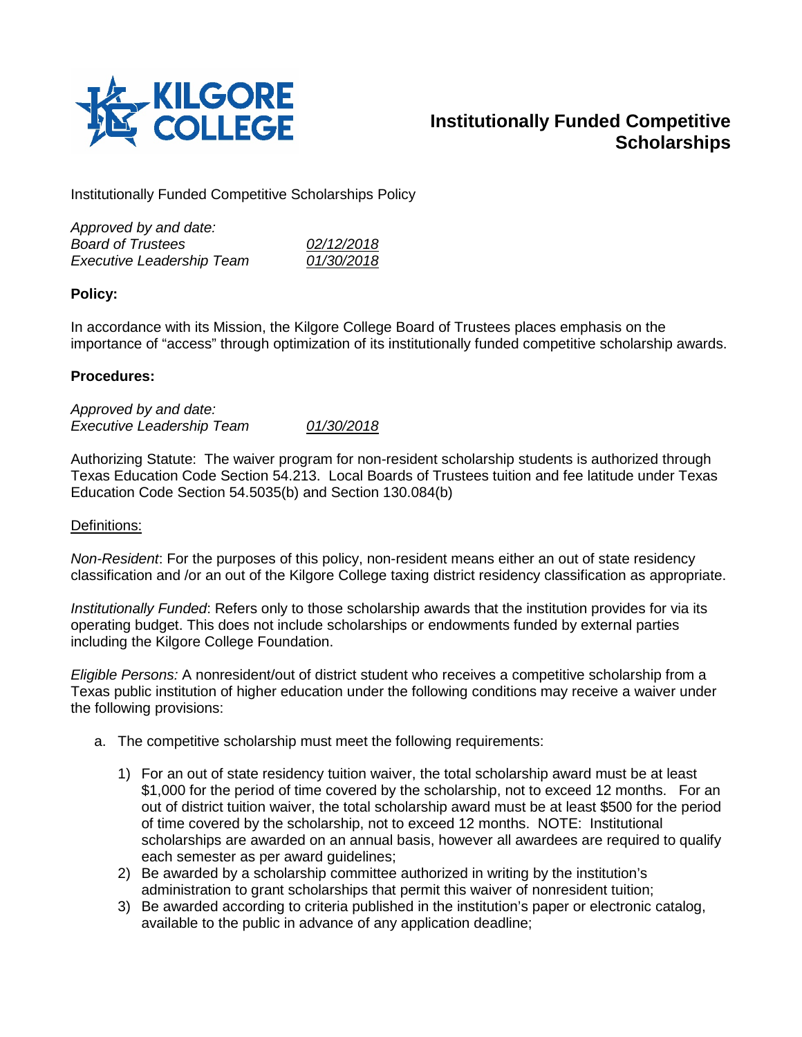# Institutionally Funded Competitive Scholarships

Institutionally Funded Competitive Scholarships Policy

*Approved by and date:*
*Board of Trustees* *02/12/2018*
*Executive Leadership Team* *01/30/2018*

**Policy:**

In accordance with its Mission, the Kilgore College Board of Trustees places emphasis on the importance of "access" through optimization of its institutionally funded competitive scholarship awards.

**Procedures:**

*Approved by and date:*
*Executive Leadership Team* *01/30/2018*

Authorizing Statute: The waiver program for non-resident scholarship students is authorized through Texas Education Code Section 54.213. Local Boards of Trustees tuition and fee latitude under Texas Education Code Section 54.5035(b) and Section 130.084(b)

Definitions:

*Non-Resident*: For the purposes of this policy, non-resident means either an out of state residency classification and /or an out of the Kilgore College taxing district residency classification as appropriate.

*Institutionally Funded*: Refers only to those scholarship awards that the institution provides for via its operating budget. This does not include scholarships or endowments funded by external parties including the Kilgore College Foundation.

*Eligible Persons:* A nonresident/out of district student who receives a competitive scholarship from a Texas public institution of higher education under the following conditions may receive a waiver under the following provisions:

a. The competitive scholarship must meet the following requirements:

   1) For an out of state residency tuition waiver, the total scholarship award must be at least $1,000 for the period of time covered by the scholarship, not to exceed 12 months. For an out of district tuition waiver, the total scholarship award must be at least $500 for the period of time covered by the scholarship, not to exceed 12 months. NOTE: Institutional scholarships are awarded on an annual basis, however all awardees are required to qualify each semester as per award guidelines;
   2) Be awarded by a scholarship committee authorized in writing by the institution's administration to grant scholarships that permit this waiver of nonresident tuition;
   3) Be awarded according to criteria published in the institution's paper or electronic catalog, available to the public in advance of any application deadline;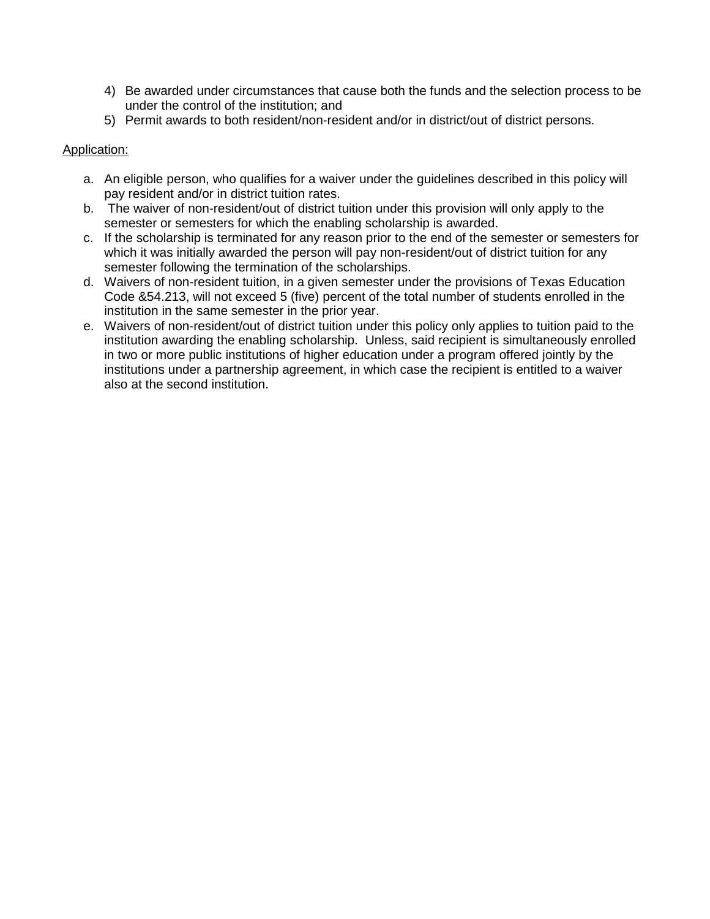4) Be awarded under circumstances that cause both the funds and the selection process to be under the control of the institution; and
5) Permit awards to both resident/non-resident and/or in district/out of district persons.

<u>Application:</u>

a. An eligible person, who qualifies for a waiver under the guidelines described in this policy will pay resident and/or in district tuition rates.
b. The waiver of non-resident/out of district tuition under this provision will only apply to the semester or semesters for which the enabling scholarship is awarded.
c. If the scholarship is terminated for any reason prior to the end of the semester or semesters for which it was initially awarded the person will pay non-resident/out of district tuition for any semester following the termination of the scholarships.
d. Waivers of non-resident tuition, in a given semester under the provisions of Texas Education Code &54.213, will not exceed 5 (five) percent of the total number of students enrolled in the institution in the same semester in the prior year.
e. Waivers of non-resident/out of district tuition under this policy only applies to tuition paid to the institution awarding the enabling scholarship. Unless, said recipient is simultaneously enrolled in two or more public institutions of higher education under a program offered jointly by the institutions under a partnership agreement, in which case the recipient is entitled to a waiver also at the second institution.